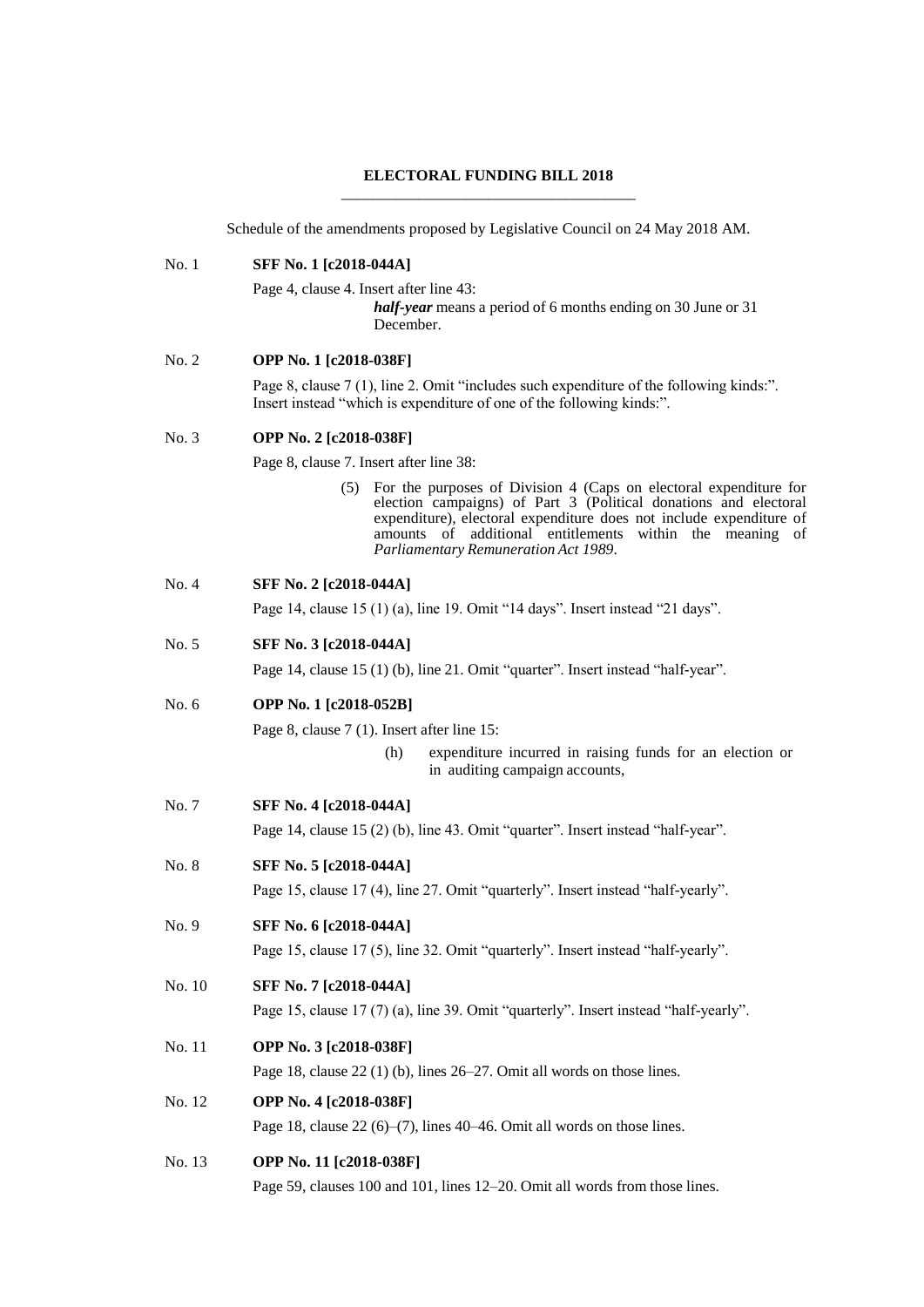# ELECTORAL FUNDING BILL 2018

Schedule of the amendments proposed by Legislative Council on 24 May 2018 AM.

No. 1 **SFF No. 1 [c2018-044A]**

Page 4, clause 4. Insert after line 43:

> ***half-year*** means a period of 6 months ending on 30 June or 31 December.

No. 2 **OPP No. 1 [c2018-038F]**

Page 8, clause 7 (1), line 2. Omit "includes such expenditure of the following kinds:". Insert instead "which is expenditure of one of the following kinds:".

No. 3 **OPP No. 2 [c2018-038F]**

Page 8, clause 7. Insert after line 38:

> (5) For the purposes of Division 4 (Caps on electoral expenditure for election campaigns) of Part 3 (Political donations and electoral expenditure), electoral expenditure does not include expenditure of amounts of additional entitlements within the meaning of *Parliamentary Remuneration Act 1989*.

No. 4 **SFF No. 2 [c2018-044A]**

Page 14, clause 15 (1) (a), line 19. Omit "14 days". Insert instead "21 days".

No. 5 **SFF No. 3 [c2018-044A]**

Page 14, clause 15 (1) (b), line 21. Omit "quarter". Insert instead "half-year".

No. 6 **OPP No. 1 [c2018-052B]**

Page 8, clause 7 (1). Insert after line 15:

> (h) expenditure incurred in raising funds for an election or in auditing campaign accounts,

No. 7 **SFF No. 4 [c2018-044A]**

Page 14, clause 15 (2) (b), line 43. Omit "quarter". Insert instead "half-year".

No. 8 **SFF No. 5 [c2018-044A]**

Page 15, clause 17 (4), line 27. Omit "quarterly". Insert instead "half-yearly".

No. 9 **SFF No. 6 [c2018-044A]**

Page 15, clause 17 (5), line 32. Omit "quarterly". Insert instead "half-yearly".

No. 10 **SFF No. 7 [c2018-044A]**

Page 15, clause 17 (7) (a), line 39. Omit "quarterly". Insert instead "half-yearly".

No. 11 **OPP No. 3 [c2018-038F]**

Page 18, clause 22 (1) (b), lines 26–27. Omit all words on those lines.

No. 12 **OPP No. 4 [c2018-038F]**

Page 18, clause 22 (6)–(7), lines 40–46. Omit all words on those lines.

No. 13 **OPP No. 11 [c2018-038F]**

Page 59, clauses 100 and 101, lines 12–20. Omit all words from those lines.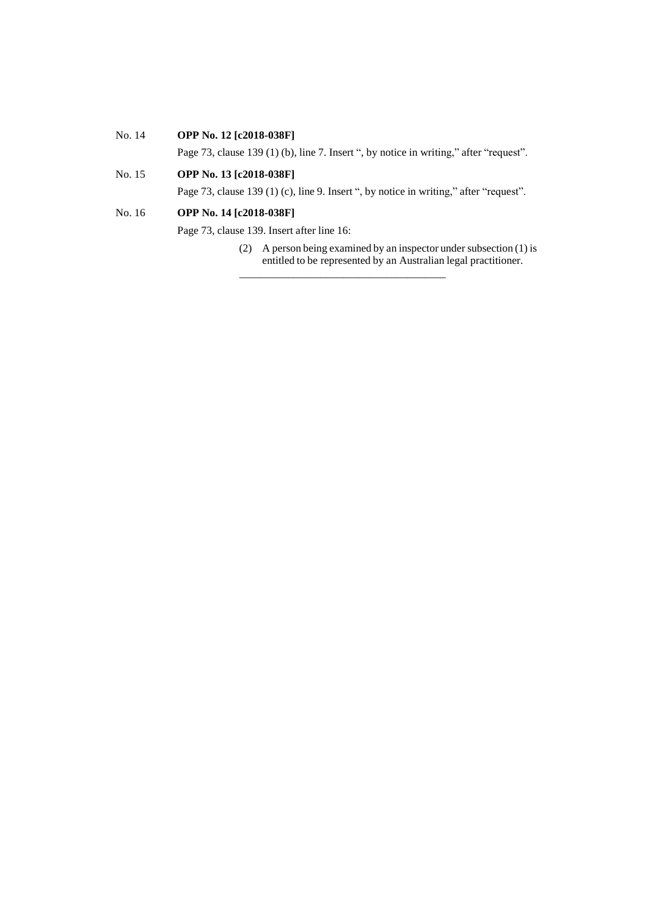No. 14 **OPP No. 12 [c2018-038F]**

Page 73, clause 139 (1) (b), line 7. Insert ", by notice in writing," after "request".

No. 15 **OPP No. 13 [c2018-038F]**

Page 73, clause 139 (1) (c), line 9. Insert ", by notice in writing," after "request".

No. 16 **OPP No. 14 [c2018-038F]**

Page 73, clause 139. Insert after line 16:

(2) A person being examined by an inspector under subsection (1) is entitled to be represented by an Australian legal practitioner.

---